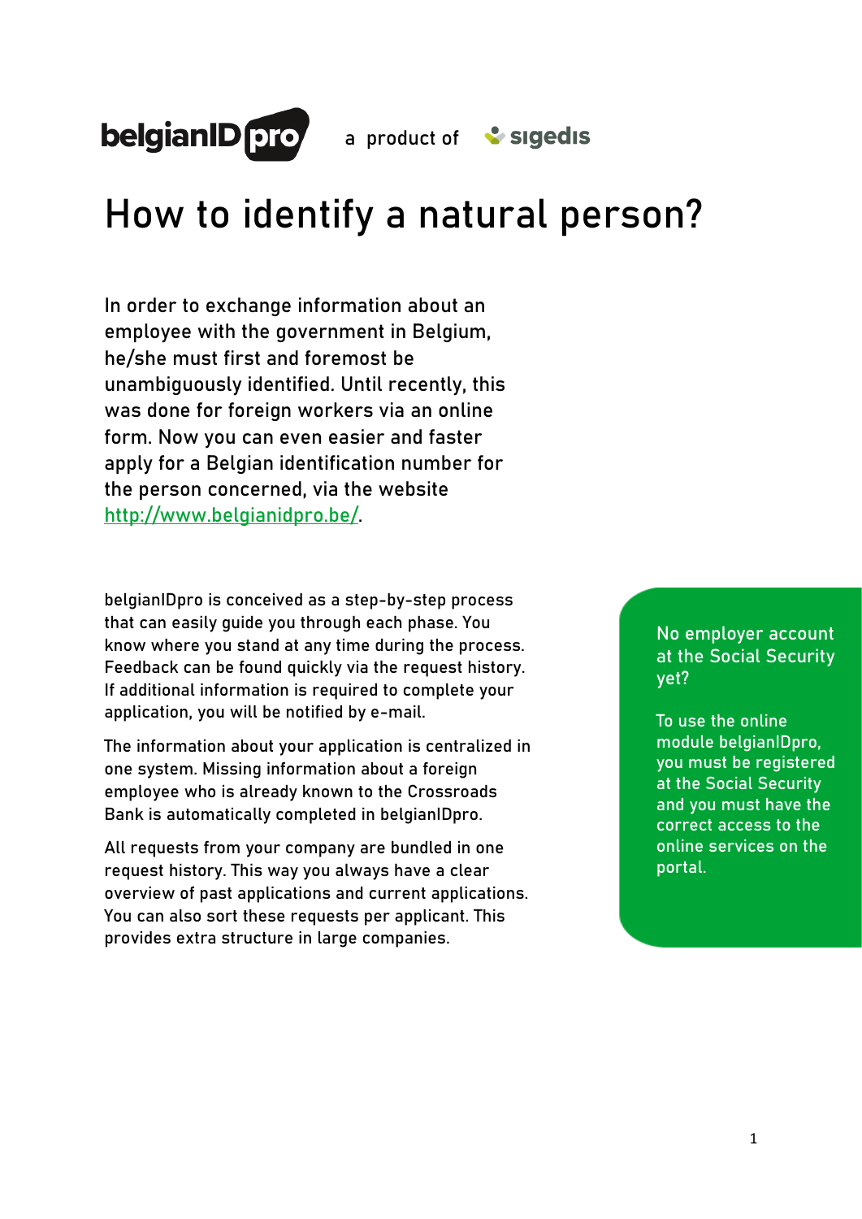belgianIDpro a product of sigedis

# How to identify a natural person?

In order to exchange information about an employee with the government in Belgium, he/she must first and foremost be unambiguously identified. Until recently, this was done for foreign workers via an online form. Now you can even easier and faster apply for a Belgian identification number for the person concerned, via the website [http://www.belgianidpro.be/](http://www.belgianidpro.be/).

belgianIDpro is conceived as a step-by-step process that can easily guide you through each phase. You know where you stand at any time during the process. Feedback can be found quickly via the request history. If additional information is required to complete your application, you will be notified by e-mail.

The information about your application is centralized in one system. Missing information about a foreign employee who is already known to the Crossroads Bank is automatically completed in belgianIDpro.

All requests from your company are bundled in one request history. This way you always have a clear overview of past applications and current applications. You can also sort these requests per applicant. This provides extra structure in large companies.

**No employer account at the Social Security yet?**

To use the online module belgianIDpro, you must be registered at the Social Security and you must have the correct access to the online services on the portal.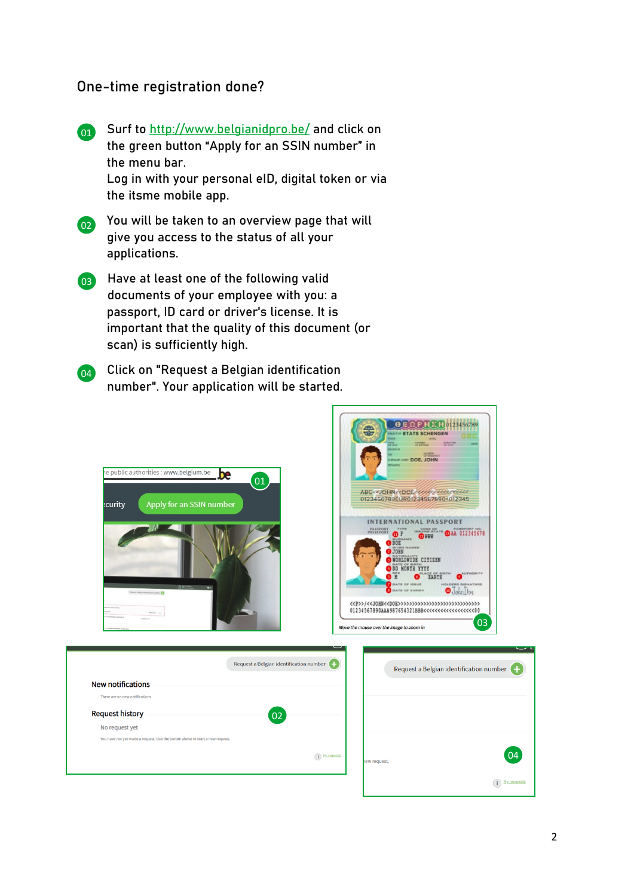## One-time registration done?

01 Surf to [http://www.belgianidpro.be/](http://www.belgianidpro.be/) and click on the green button "Apply for an SSIN number" in the menu bar.
Log in with your personal eID, digital token or via the itsme mobile app.

02 You will be taken to an overview page that will give you access to the status of all your applications.

03 Have at least one of the following valid documents of your employee with you: a passport, ID card or driver's license. It is important that the quality of this document (or scan) is sufficiently high.

04 Click on "Request a Belgian identification number". Your application will be started.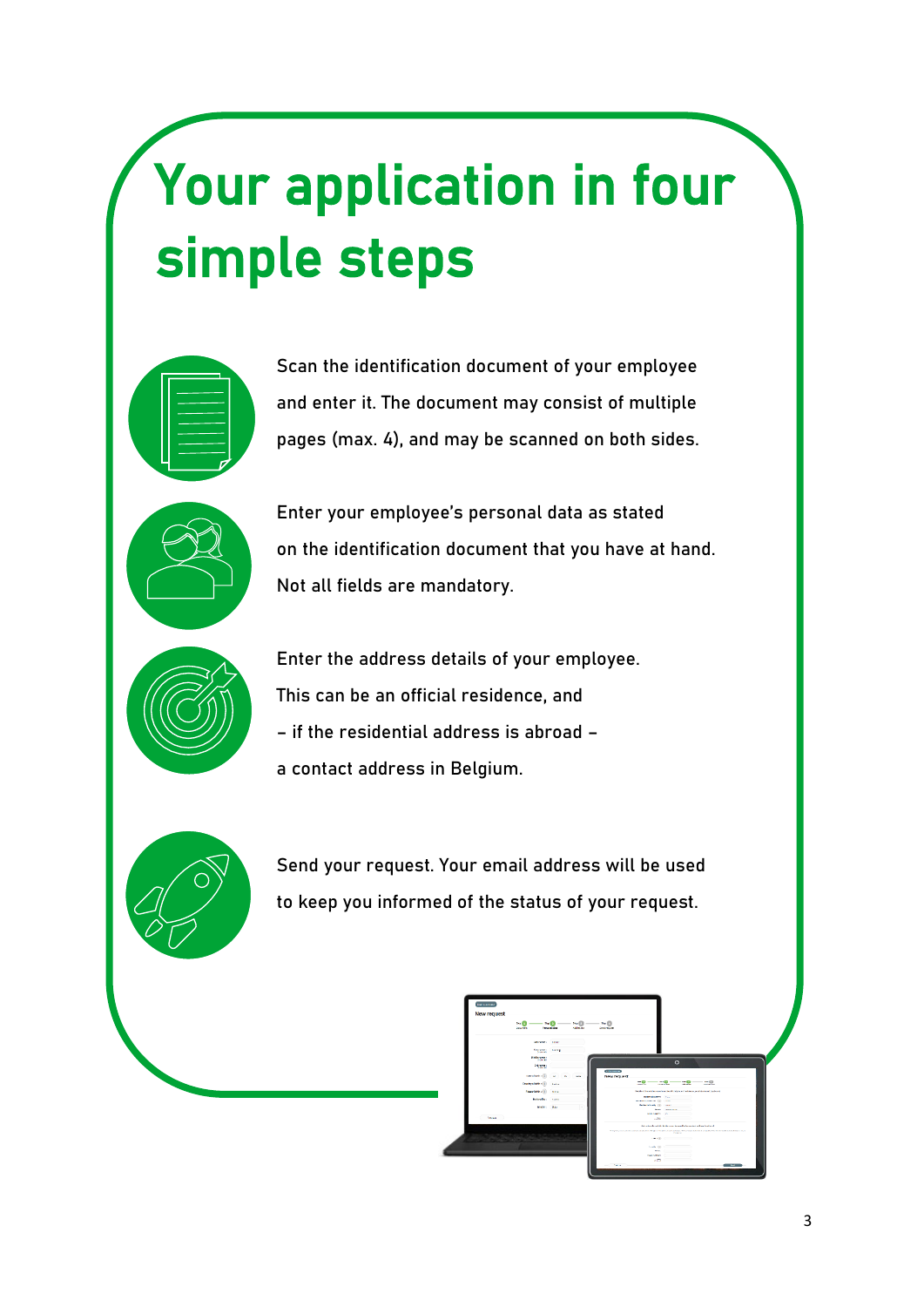# Your application in four simple steps

Scan the identification document of your employee and enter it. The document may consist of multiple pages (max. 4), and may be scanned on both sides.

Enter your employee's personal data as stated on the identification document that you have at hand. Not all fields are mandatory.

Enter the address details of your employee. This can be an official residence, and – if the residential address is abroad – a contact address in Belgium.

Send your request. Your email address will be used to keep you informed of the status of your request.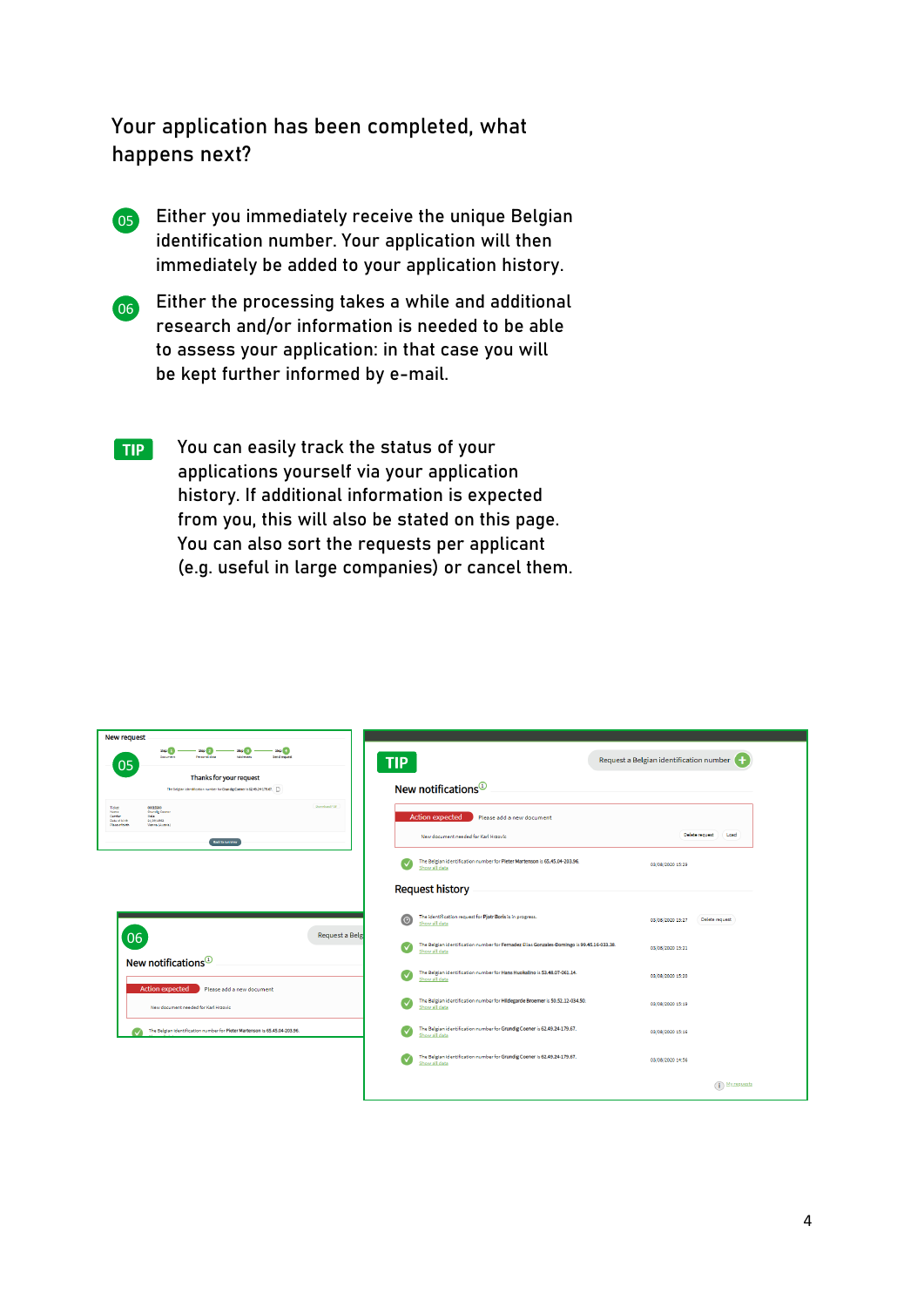## Your application has been completed, what happens next?

05 Either you immediately receive the unique Belgian identification number. Your application will then immediately be added to your application history.

06 Either the processing takes a while and additional research and/or information is needed to be able to assess your application: in that case you will be kept further informed by e-mail.

**TIP** You can easily track the status of your applications yourself via your application history. If additional information is expected from you, this will also be stated on this page. You can also sort the requests per applicant (e.g. useful in large companies) or cancel them.